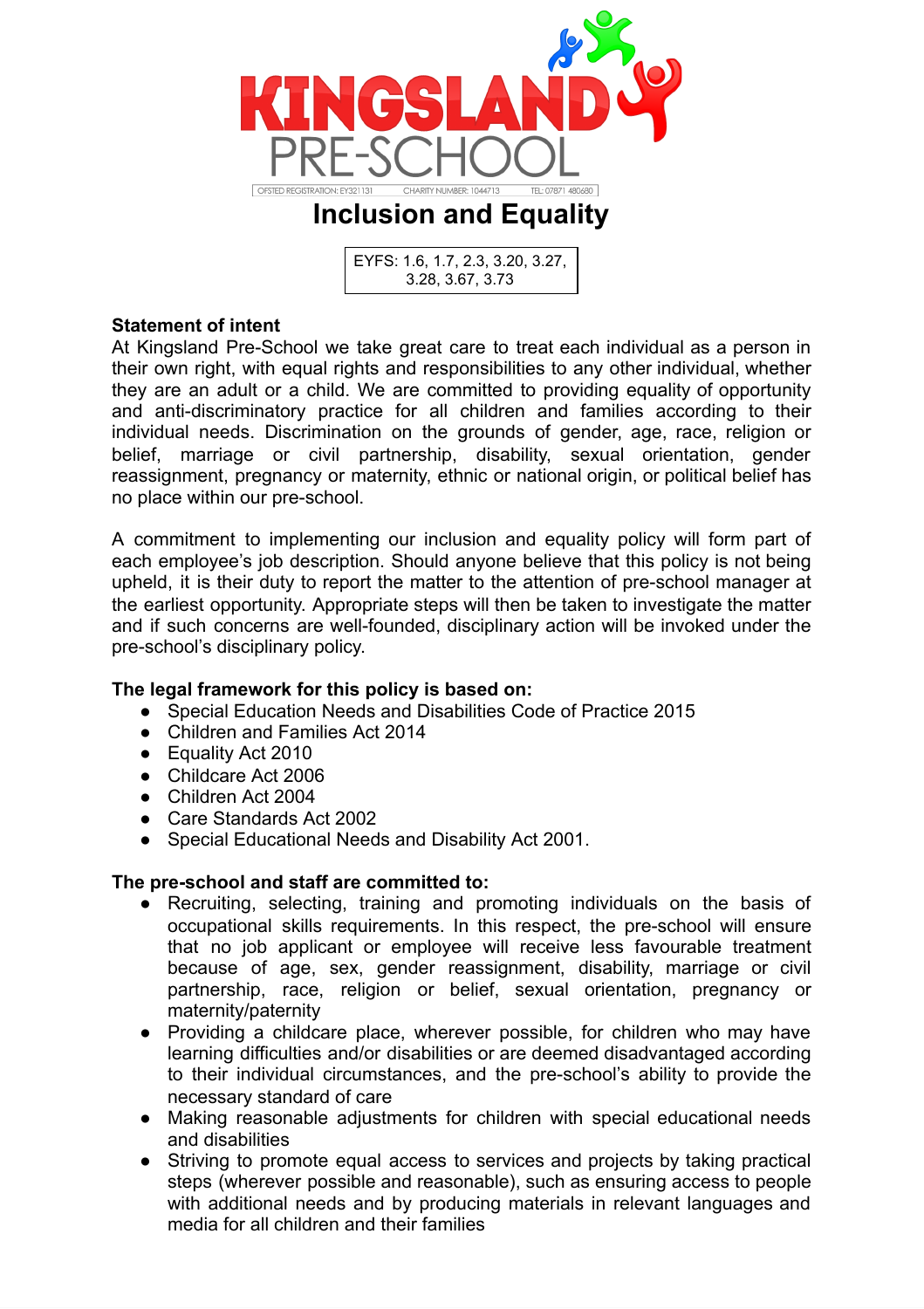KINGSLAND PRE-SCHOOL

OFSTED REGISTRATION: EY321131 CHARITY NUMBER: 1044713 TEL: 07871 480680

# Inclusion and Equality

EYFS: 1.6, 1.7, 2.3, 3.20, 3.27, 3.28, 3.67, 3.73

**Statement of intent**

At Kingsland Pre-School we take great care to treat each individual as a person in their own right, with equal rights and responsibilities to any other individual, whether they are an adult or a child. We are committed to providing equality of opportunity and anti-discriminatory practice for all children and families according to their individual needs. Discrimination on the grounds of gender, age, race, religion or belief, marriage or civil partnership, disability, sexual orientation, gender reassignment, pregnancy or maternity, ethnic or national origin, or political belief has no place within our pre-school.

A commitment to implementing our inclusion and equality policy will form part of each employee's job description. Should anyone believe that this policy is not being upheld, it is their duty to report the matter to the attention of pre-school manager at the earliest opportunity. Appropriate steps will then be taken to investigate the matter and if such concerns are well-founded, disciplinary action will be invoked under the pre-school's disciplinary policy.

**The legal framework for this policy is based on:**

- Special Education Needs and Disabilities Code of Practice 2015
- Children and Families Act 2014
- Equality Act 2010
- Childcare Act 2006
- Children Act 2004
- Care Standards Act 2002
- Special Educational Needs and Disability Act 2001.

**The pre-school and staff are committed to:**

- Recruiting, selecting, training and promoting individuals on the basis of occupational skills requirements. In this respect, the pre-school will ensure that no job applicant or employee will receive less favourable treatment because of age, sex, gender reassignment, disability, marriage or civil partnership, race, religion or belief, sexual orientation, pregnancy or maternity/paternity
- Providing a childcare place, wherever possible, for children who may have learning difficulties and/or disabilities or are deemed disadvantaged according to their individual circumstances, and the pre-school's ability to provide the necessary standard of care
- Making reasonable adjustments for children with special educational needs and disabilities
- Striving to promote equal access to services and projects by taking practical steps (wherever possible and reasonable), such as ensuring access to people with additional needs and by producing materials in relevant languages and media for all children and their families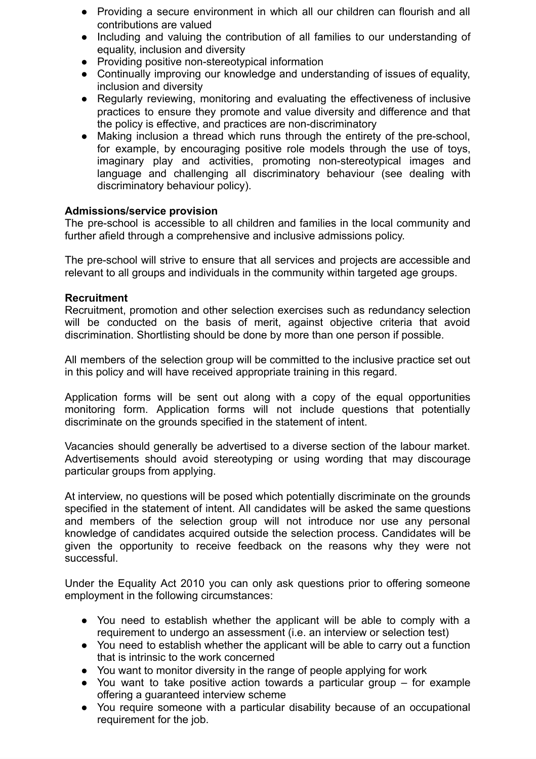- Providing a secure environment in which all our children can flourish and all contributions are valued
- Including and valuing the contribution of all families to our understanding of equality, inclusion and diversity
- Providing positive non-stereotypical information
- Continually improving our knowledge and understanding of issues of equality, inclusion and diversity
- Regularly reviewing, monitoring and evaluating the effectiveness of inclusive practices to ensure they promote and value diversity and difference and that the policy is effective, and practices are non-discriminatory
- Making inclusion a thread which runs through the entirety of the pre-school, for example, by encouraging positive role models through the use of toys, imaginary play and activities, promoting non-stereotypical images and language and challenging all discriminatory behaviour (see dealing with discriminatory behaviour policy).

**Admissions/service provision**

The pre-school is accessible to all children and families in the local community and further afield through a comprehensive and inclusive admissions policy.

The pre-school will strive to ensure that all services and projects are accessible and relevant to all groups and individuals in the community within targeted age groups.

**Recruitment**

Recruitment, promotion and other selection exercises such as redundancy selection will be conducted on the basis of merit, against objective criteria that avoid discrimination. Shortlisting should be done by more than one person if possible.

All members of the selection group will be committed to the inclusive practice set out in this policy and will have received appropriate training in this regard.

Application forms will be sent out along with a copy of the equal opportunities monitoring form. Application forms will not include questions that potentially discriminate on the grounds specified in the statement of intent.

Vacancies should generally be advertised to a diverse section of the labour market. Advertisements should avoid stereotyping or using wording that may discourage particular groups from applying.

At interview, no questions will be posed which potentially discriminate on the grounds specified in the statement of intent. All candidates will be asked the same questions and members of the selection group will not introduce nor use any personal knowledge of candidates acquired outside the selection process. Candidates will be given the opportunity to receive feedback on the reasons why they were not successful.

Under the Equality Act 2010 you can only ask questions prior to offering someone employment in the following circumstances:

- You need to establish whether the applicant will be able to comply with a requirement to undergo an assessment (i.e. an interview or selection test)
- You need to establish whether the applicant will be able to carry out a function that is intrinsic to the work concerned
- You want to monitor diversity in the range of people applying for work
- You want to take positive action towards a particular group – for example offering a guaranteed interview scheme
- You require someone with a particular disability because of an occupational requirement for the job.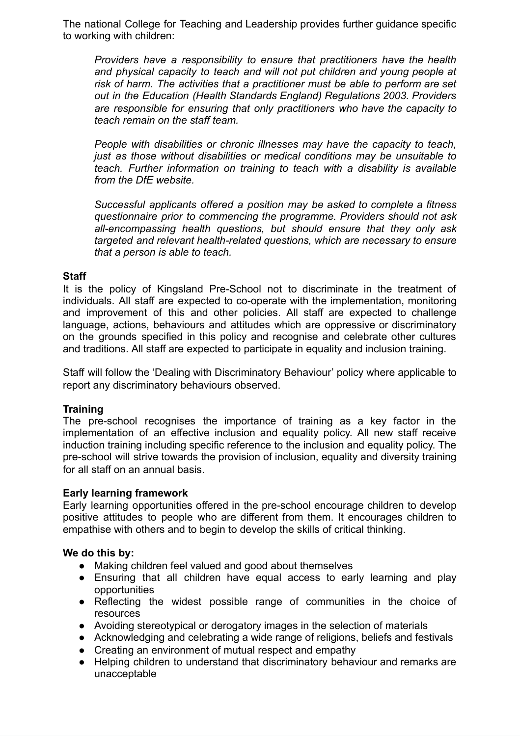The national College for Teaching and Leadership provides further guidance specific to working with children:

> *Providers have a responsibility to ensure that practitioners have the health and physical capacity to teach and will not put children and young people at risk of harm. The activities that a practitioner must be able to perform are set out in the Education (Health Standards England) Regulations 2003. Providers are responsible for ensuring that only practitioners who have the capacity to teach remain on the staff team.*
>
> *People with disabilities or chronic illnesses may have the capacity to teach, just as those without disabilities or medical conditions may be unsuitable to teach. Further information on training to teach with a disability is available from the DfE website.*
>
> *Successful applicants offered a position may be asked to complete a fitness questionnaire prior to commencing the programme. Providers should not ask all-encompassing health questions, but should ensure that they only ask targeted and relevant health-related questions, which are necessary to ensure that a person is able to teach.*

**Staff**

It is the policy of Kingsland Pre-School not to discriminate in the treatment of individuals. All staff are expected to co-operate with the implementation, monitoring and improvement of this and other policies. All staff are expected to challenge language, actions, behaviours and attitudes which are oppressive or discriminatory on the grounds specified in this policy and recognise and celebrate other cultures and traditions. All staff are expected to participate in equality and inclusion training.

Staff will follow the 'Dealing with Discriminatory Behaviour' policy where applicable to report any discriminatory behaviours observed.

**Training**

The pre-school recognises the importance of training as a key factor in the implementation of an effective inclusion and equality policy. All new staff receive induction training including specific reference to the inclusion and equality policy. The pre-school will strive towards the provision of inclusion, equality and diversity training for all staff on an annual basis.

**Early learning framework**

Early learning opportunities offered in the pre-school encourage children to develop positive attitudes to people who are different from them. It encourages children to empathise with others and to begin to develop the skills of critical thinking.

**We do this by:**

- Making children feel valued and good about themselves
- Ensuring that all children have equal access to early learning and play opportunities
- Reflecting the widest possible range of communities in the choice of resources
- Avoiding stereotypical or derogatory images in the selection of materials
- Acknowledging and celebrating a wide range of religions, beliefs and festivals
- Creating an environment of mutual respect and empathy
- Helping children to understand that discriminatory behaviour and remarks are unacceptable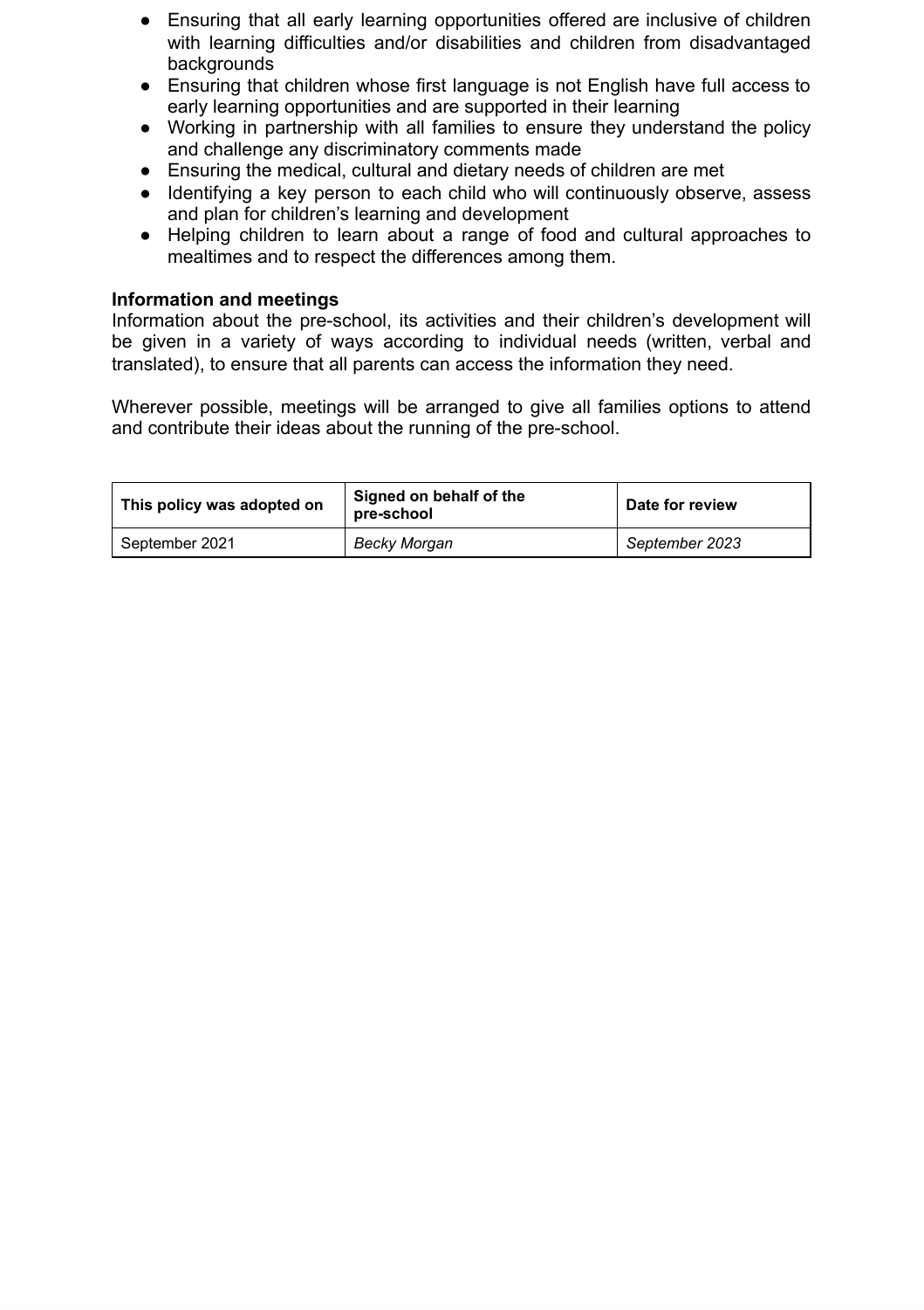- Ensuring that all early learning opportunities offered are inclusive of children with learning difficulties and/or disabilities and children from disadvantaged backgrounds
- Ensuring that children whose first language is not English have full access to early learning opportunities and are supported in their learning
- Working in partnership with all families to ensure they understand the policy and challenge any discriminatory comments made
- Ensuring the medical, cultural and dietary needs of children are met
- Identifying a key person to each child who will continuously observe, assess and plan for children's learning and development
- Helping children to learn about a range of food and cultural approaches to mealtimes and to respect the differences among them.

**Information and meetings**

Information about the pre-school, its activities and their children's development will be given in a variety of ways according to individual needs (written, verbal and translated), to ensure that all parents can access the information they need.

Wherever possible, meetings will be arranged to give all families options to attend and contribute their ideas about the running of the pre-school.

| This policy was adopted on | Signed on behalf of the pre-school | Date for review |
|---|---|---|
| September 2021 | *Becky Morgan* | *September 2023* |